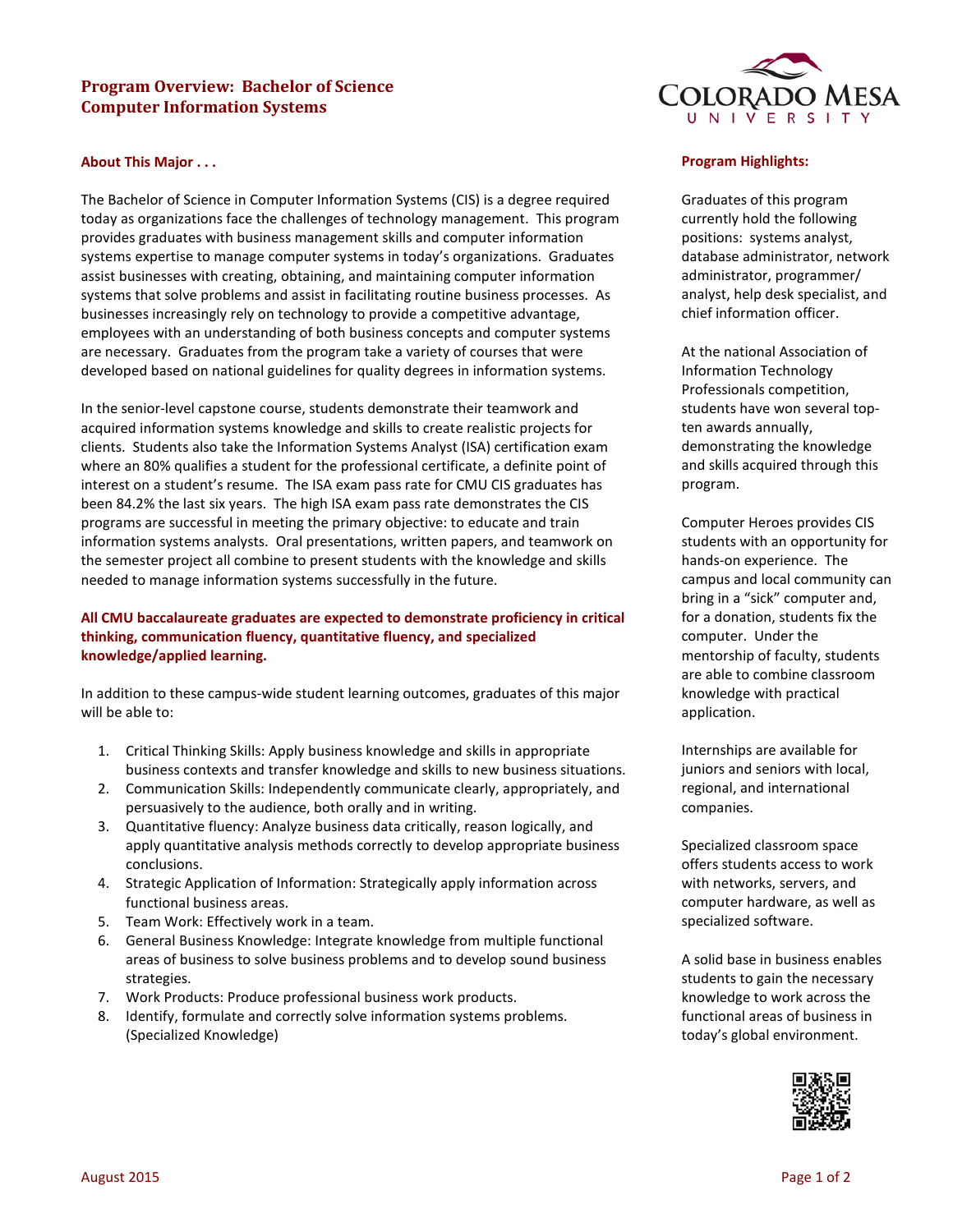# Program Overview: Bachelor of Science Computer Information Systems

## About This Major . . .

The Bachelor of Science in Computer Information Systems (CIS) is a degree required today as organizations face the challenges of technology management. This program provides graduates with business management skills and computer information systems expertise to manage computer systems in today's organizations. Graduates assist businesses with creating, obtaining, and maintaining computer information systems that solve problems and assist in facilitating routine business processes. As businesses increasingly rely on technology to provide a competitive advantage, employees with an understanding of both business concepts and computer systems are necessary. Graduates from the program take a variety of courses that were developed based on national guidelines for quality degrees in information systems.

In the senior-level capstone course, students demonstrate their teamwork and acquired information systems knowledge and skills to create realistic projects for clients. Students also take the Information Systems Analyst (ISA) certification exam where an 80% qualifies a student for the professional certificate, a definite point of interest on a student's resume. The ISA exam pass rate for CMU CIS graduates has been 84.2% the last six years. The high ISA exam pass rate demonstrates the CIS programs are successful in meeting the primary objective: to educate and train information systems analysts. Oral presentations, written papers, and teamwork on the semester project all combine to present students with the knowledge and skills needed to manage information systems successfully in the future.

**All CMU baccalaureate graduates are expected to demonstrate proficiency in critical thinking, communication fluency, quantitative fluency, and specialized knowledge/applied learning.**

In addition to these campus-wide student learning outcomes, graduates of this major will be able to:

1. Critical Thinking Skills: Apply business knowledge and skills in appropriate business contexts and transfer knowledge and skills to new business situations.
2. Communication Skills: Independently communicate clearly, appropriately, and persuasively to the audience, both orally and in writing.
3. Quantitative fluency: Analyze business data critically, reason logically, and apply quantitative analysis methods correctly to develop appropriate business conclusions.
4. Strategic Application of Information: Strategically apply information across functional business areas.
5. Team Work: Effectively work in a team.
6. General Business Knowledge: Integrate knowledge from multiple functional areas of business to solve business problems and to develop sound business strategies.
7. Work Products: Produce professional business work products.
8. Identify, formulate and correctly solve information systems problems. (Specialized Knowledge)

## Program Highlights:

Graduates of this program currently hold the following positions: systems analyst, database administrator, network administrator, programmer/analyst, help desk specialist, and chief information officer.

At the national Association of Information Technology Professionals competition, students have won several top-ten awards annually, demonstrating the knowledge and skills acquired through this program.

Computer Heroes provides CIS students with an opportunity for hands-on experience. The campus and local community can bring in a "sick" computer and, for a donation, students fix the computer. Under the mentorship of faculty, students are able to combine classroom knowledge with practical application.

Internships are available for juniors and seniors with local, regional, and international companies.

Specialized classroom space offers students access to work with networks, servers, and computer hardware, as well as specialized software.

A solid base in business enables students to gain the necessary knowledge to work across the functional areas of business in today's global environment.

August 2015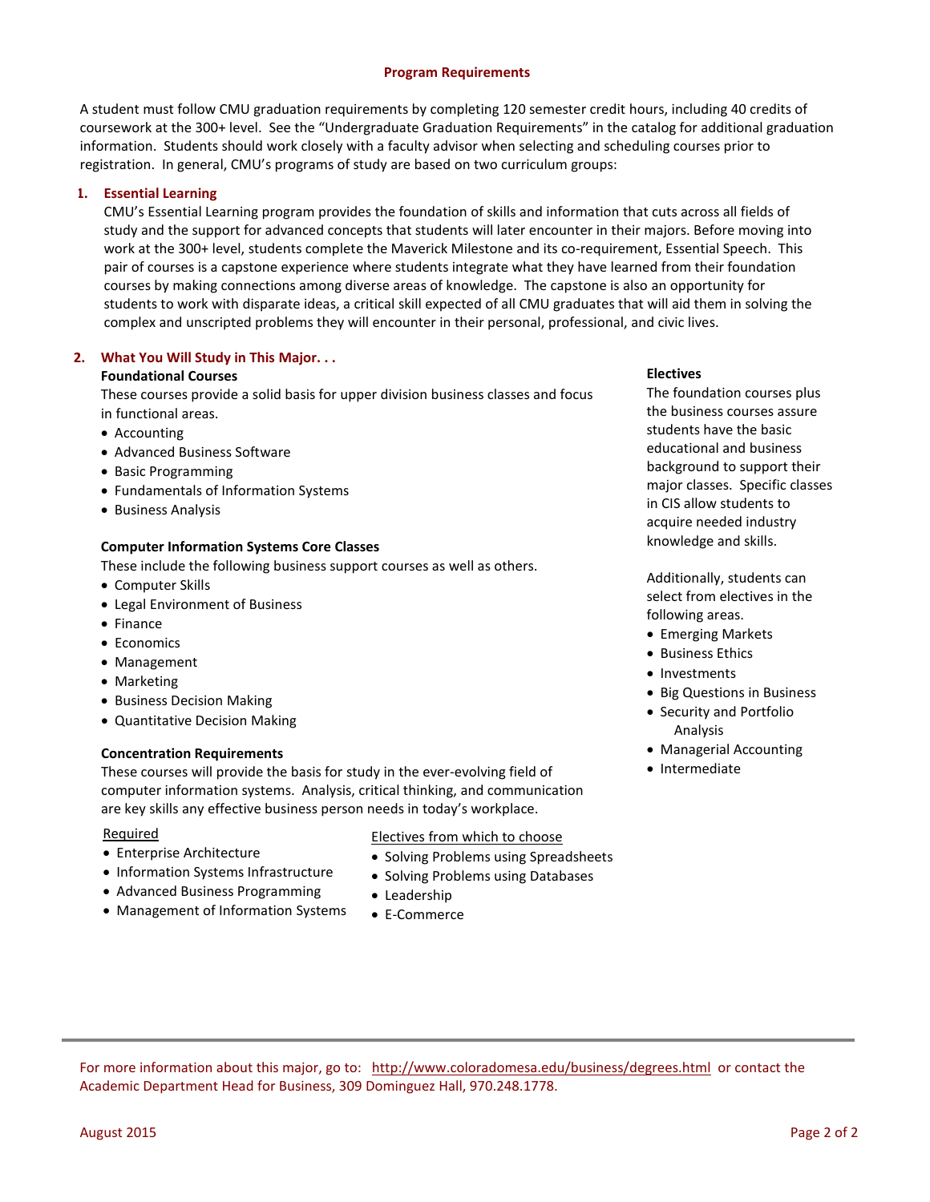## Program Requirements

A student must follow CMU graduation requirements by completing 120 semester credit hours, including 40 credits of coursework at the 300+ level. See the "Undergraduate Graduation Requirements" in the catalog for additional graduation information. Students should work closely with a faculty advisor when selecting and scheduling courses prior to registration. In general, CMU's programs of study are based on two curriculum groups:

### 1. Essential Learning

CMU's Essential Learning program provides the foundation of skills and information that cuts across all fields of study and the support for advanced concepts that students will later encounter in their majors. Before moving into work at the 300+ level, students complete the Maverick Milestone and its co-requirement, Essential Speech. This pair of courses is a capstone experience where students integrate what they have learned from their foundation courses by making connections among diverse areas of knowledge. The capstone is also an opportunity for students to work with disparate ideas, a critical skill expected of all CMU graduates that will aid them in solving the complex and unscripted problems they will encounter in their personal, professional, and civic lives.

### 2. What You Will Study in This Major. . .

**Foundational Courses**

These courses provide a solid basis for upper division business classes and focus in functional areas.

- Accounting
- Advanced Business Software
- Basic Programming
- Fundamentals of Information Systems
- Business Analysis

**Computer Information Systems Core Classes**

These include the following business support courses as well as others.

- Computer Skills
- Legal Environment of Business
- Finance
- Economics
- Management
- Marketing
- Business Decision Making
- Quantitative Decision Making

**Concentration Requirements**

These courses will provide the basis for study in the ever-evolving field of computer information systems. Analysis, critical thinking, and communication are key skills any effective business person needs in today's workplace.

Required

- Enterprise Architecture
- Information Systems Infrastructure
- Advanced Business Programming
- Management of Information Systems

Electives from which to choose

- Solving Problems using Spreadsheets
- Solving Problems using Databases
- Leadership
- E-Commerce

**Electives**

The foundation courses plus the business courses assure students have the basic educational and business background to support their major classes. Specific classes in CIS allow students to acquire needed industry knowledge and skills.

Additionally, students can select from electives in the following areas.

- Emerging Markets
- Business Ethics
- Investments
- Big Questions in Business
- Security and Portfolio Analysis
- Managerial Accounting
- Intermediate

For more information about this major, go to: http://www.coloradomesa.edu/business/degrees.html or contact the Academic Department Head for Business, 309 Dominguez Hall, 970.248.1778.

August 2015